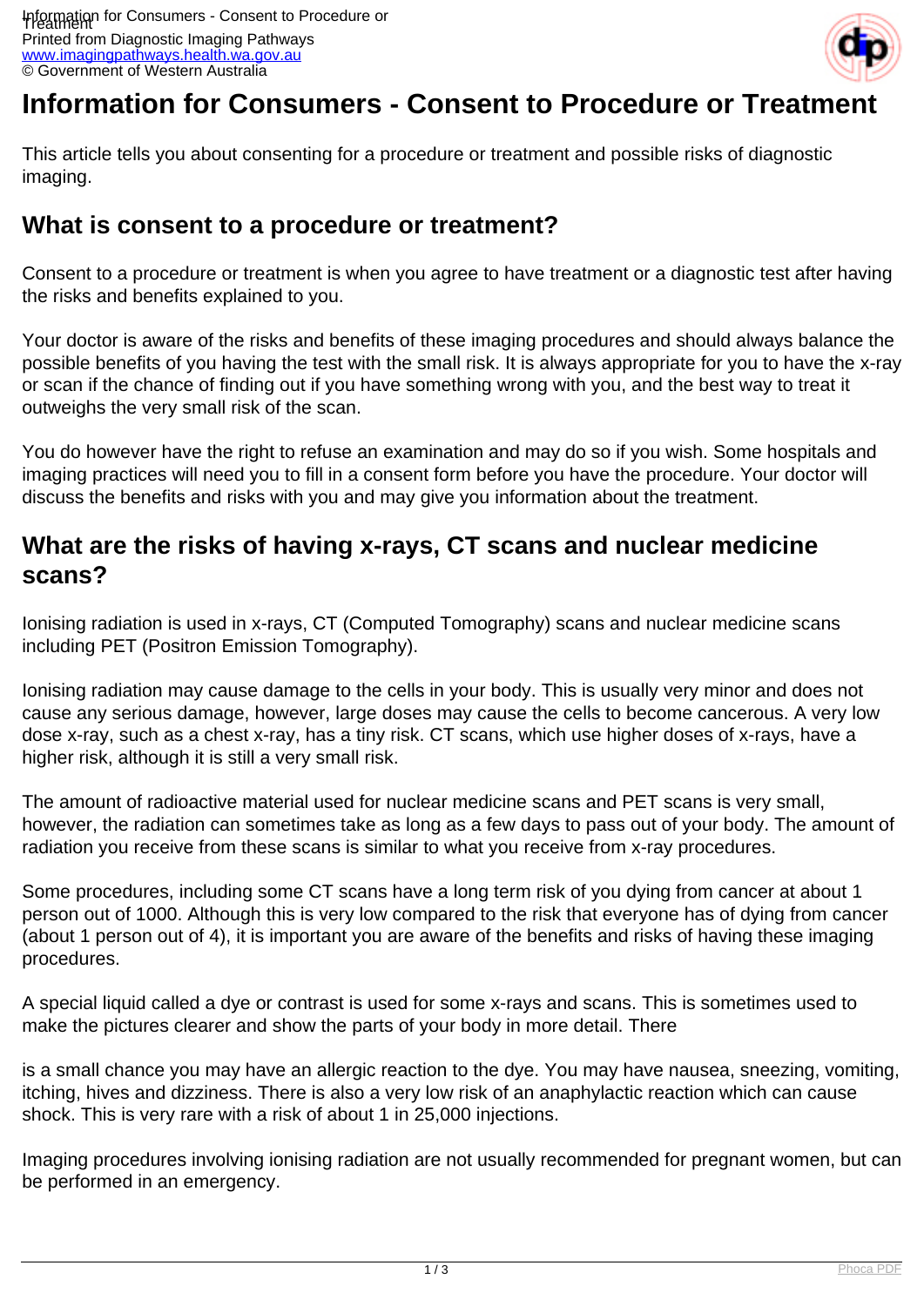# Information for Consumers - Consent to Procedure or Treatment

This article tells you about consenting for a procedure or treatment and possible risks of diagnostic imaging.

## What is consent to a procedure or treatment?

Consent to a procedure or treatment is when you agree to have treatment or a diagnostic test after having the risks and benefits explained to you.

Your doctor is aware of the risks and benefits of these imaging procedures and should always balance the possible benefits of you having the test with the small risk. It is always appropriate for you to have the x-ray or scan if the chance of finding out if you have something wrong with you, and the best way to treat it outweighs the very small risk of the scan.

You do however have the right to refuse an examination and may do so if you wish. Some hospitals and imaging practices will need you to fill in a consent form before you have the procedure. Your doctor will discuss the benefits and risks with you and may give you information about the treatment.

## What are the risks of having x-rays, CT scans and nuclear medicine scans?

Ionising radiation is used in x-rays, CT (Computed Tomography) scans and nuclear medicine scans including PET (Positron Emission Tomography).

Ionising radiation may cause damage to the cells in your body. This is usually very minor and does not cause any serious damage, however, large doses may cause the cells to become cancerous. A very low dose x-ray, such as a chest x-ray, has a tiny risk. CT scans, which use higher doses of x-rays, have a higher risk, although it is still a very small risk.

The amount of radioactive material used for nuclear medicine scans and PET scans is very small, however, the radiation can sometimes take as long as a few days to pass out of your body. The amount of radiation you receive from these scans is similar to what you receive from x-ray procedures.

Some procedures, including some CT scans have a long term risk of you dying from cancer at about 1 person out of 1000. Although this is very low compared to the risk that everyone has of dying from cancer (about 1 person out of 4), it is important you are aware of the benefits and risks of having these imaging procedures.

A special liquid called a dye or contrast is used for some x-rays and scans. This is sometimes used to make the pictures clearer and show the parts of your body in more detail. There is a small chance you may have an allergic reaction to the dye. You may have nausea, sneezing, vomiting, itching, hives and dizziness. There is also a very low risk of an anaphylactic reaction which can cause shock. This is very rare with a risk of about 1 in 25,000 injections.

Imaging procedures involving ionising radiation are not usually recommended for pregnant women, but can be performed in an emergency.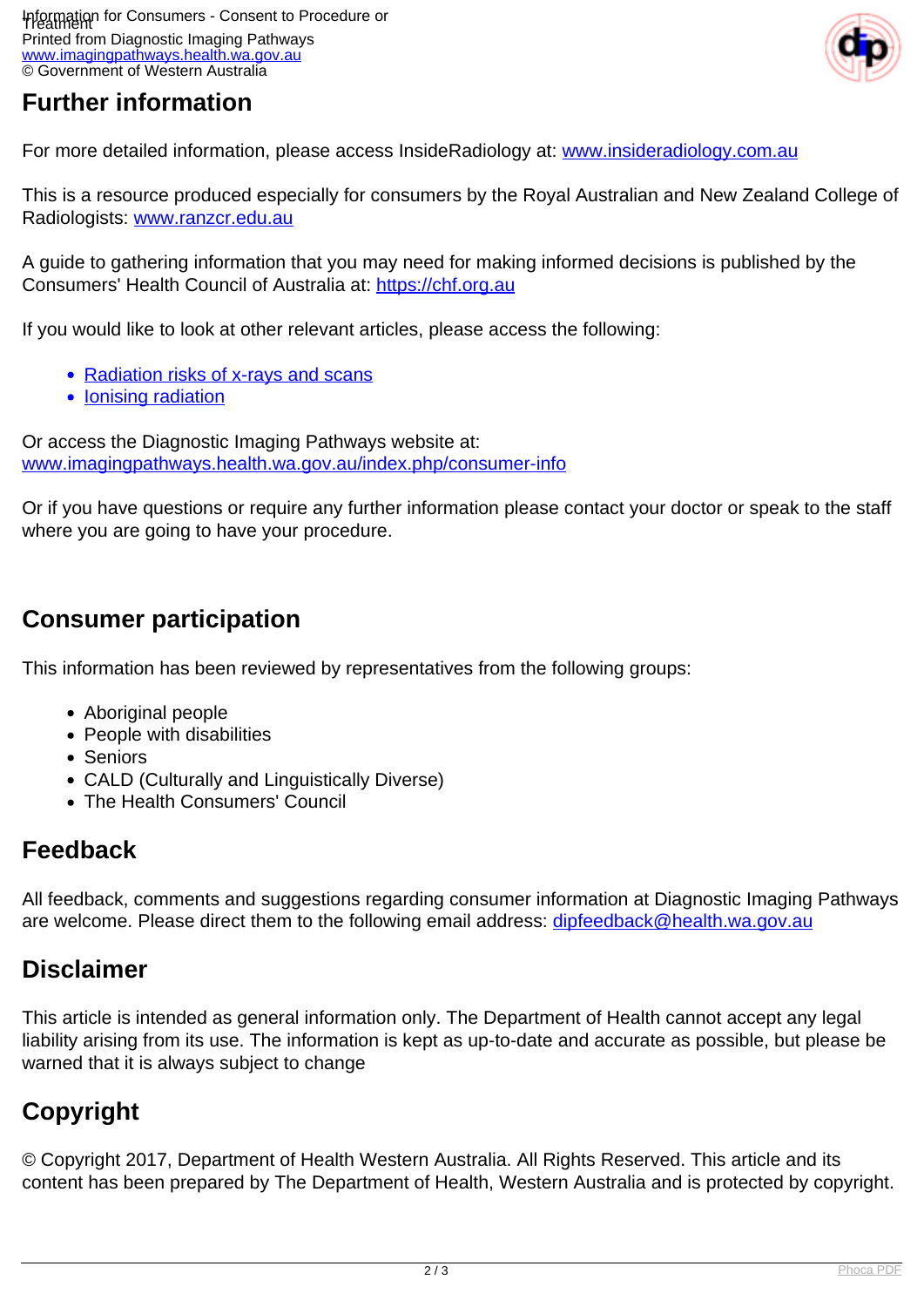## Further information

For more detailed information, please access InsideRadiology at: [www.insideradiology.com.au](http://www.insideradiology.com.au)

This is a resource produced especially for consumers by the Royal Australian and New Zealand College of Radiologists: [www.ranzcr.edu.au](http://www.ranzcr.edu.au)

A guide to gathering information that you may need for making informed decisions is published by the Consumers' Health Council of Australia at: [https://chf.org.au](https://chf.org.au)

If you would like to look at other relevant articles, please access the following:

- Radiation risks of x-rays and scans
- Ionising radiation

Or access the Diagnostic Imaging Pathways website at:
[www.imagingpathways.health.wa.gov.au/index.php/consumer-info](http://www.imagingpathways.health.wa.gov.au/index.php/consumer-info)

Or if you have questions or require any further information please contact your doctor or speak to the staff where you are going to have your procedure.

## Consumer participation

This information has been reviewed by representatives from the following groups:

- Aboriginal people
- People with disabilities
- Seniors
- CALD (Culturally and Linguistically Diverse)
- The Health Consumers' Council

## Feedback

All feedback, comments and suggestions regarding consumer information at Diagnostic Imaging Pathways are welcome. Please direct them to the following email address: dipfeedback@health.wa.gov.au

## Disclaimer

This article is intended as general information only. The Department of Health cannot accept any legal liability arising from its use. The information is kept as up-to-date and accurate as possible, but please be warned that it is always subject to change

## Copyright

© Copyright 2017, Department of Health Western Australia. All Rights Reserved. This article and its content has been prepared by The Department of Health, Western Australia and is protected by copyright.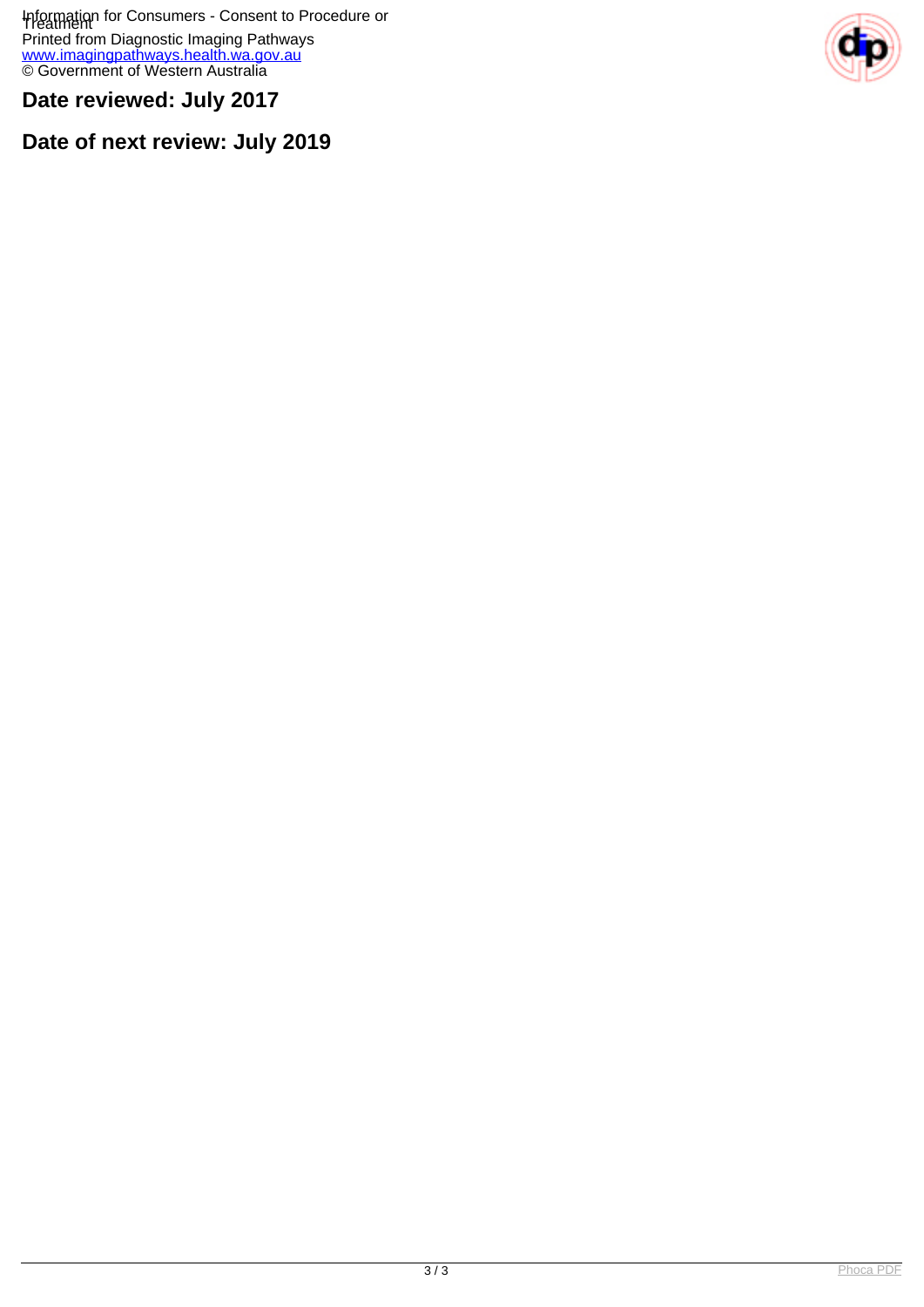**Date reviewed: July 2017**

**Date of next review: July 2019**